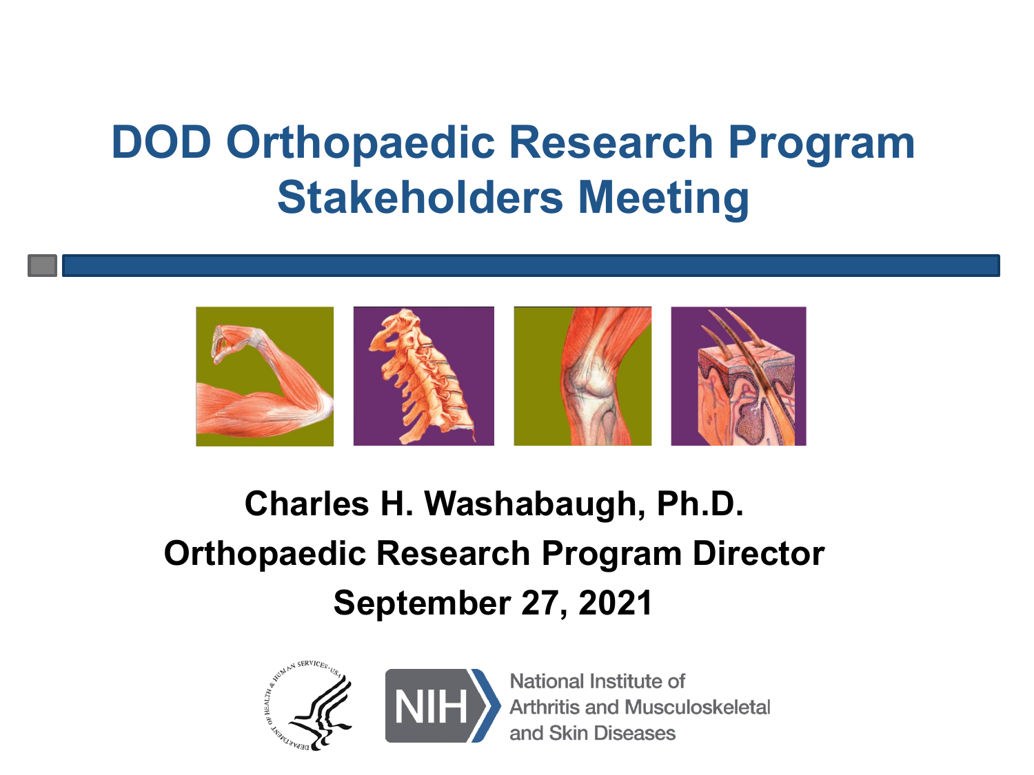# DOD Orthopaedic Research Program Stakeholders Meeting

**Charles H. Washabaugh, Ph.D.**

**Orthopaedic Research Program Director**

**September 27, 2021**

National Institute of Arthritis and Musculoskeletal and Skin Diseases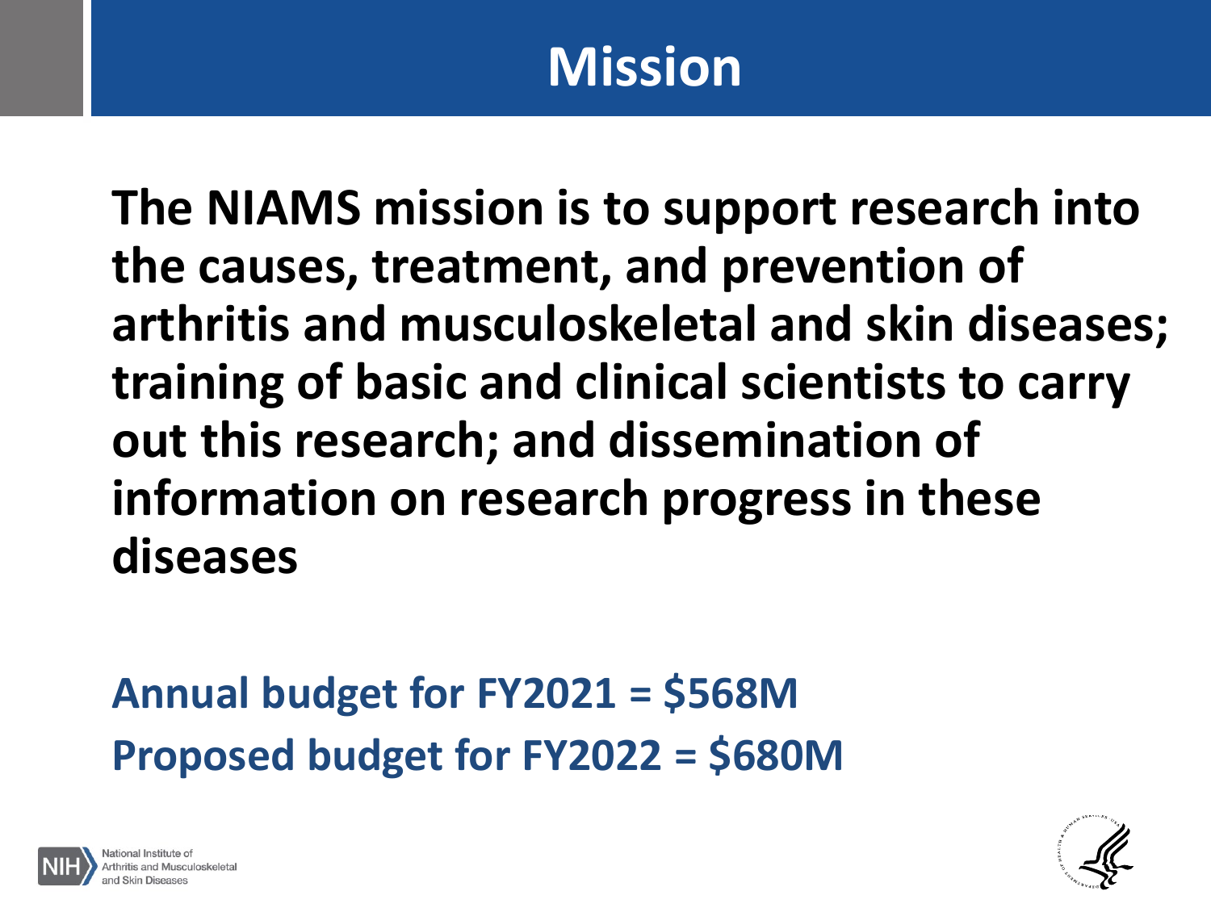# Mission

**The NIAMS mission is to support research into the causes, treatment, and prevention of arthritis and musculoskeletal and skin diseases; training of basic and clinical scientists to carry out this research; and dissemination of information on research progress in these diseases**

**Annual budget for FY2021 = $568M**
**Proposed budget for FY2022 = $680M**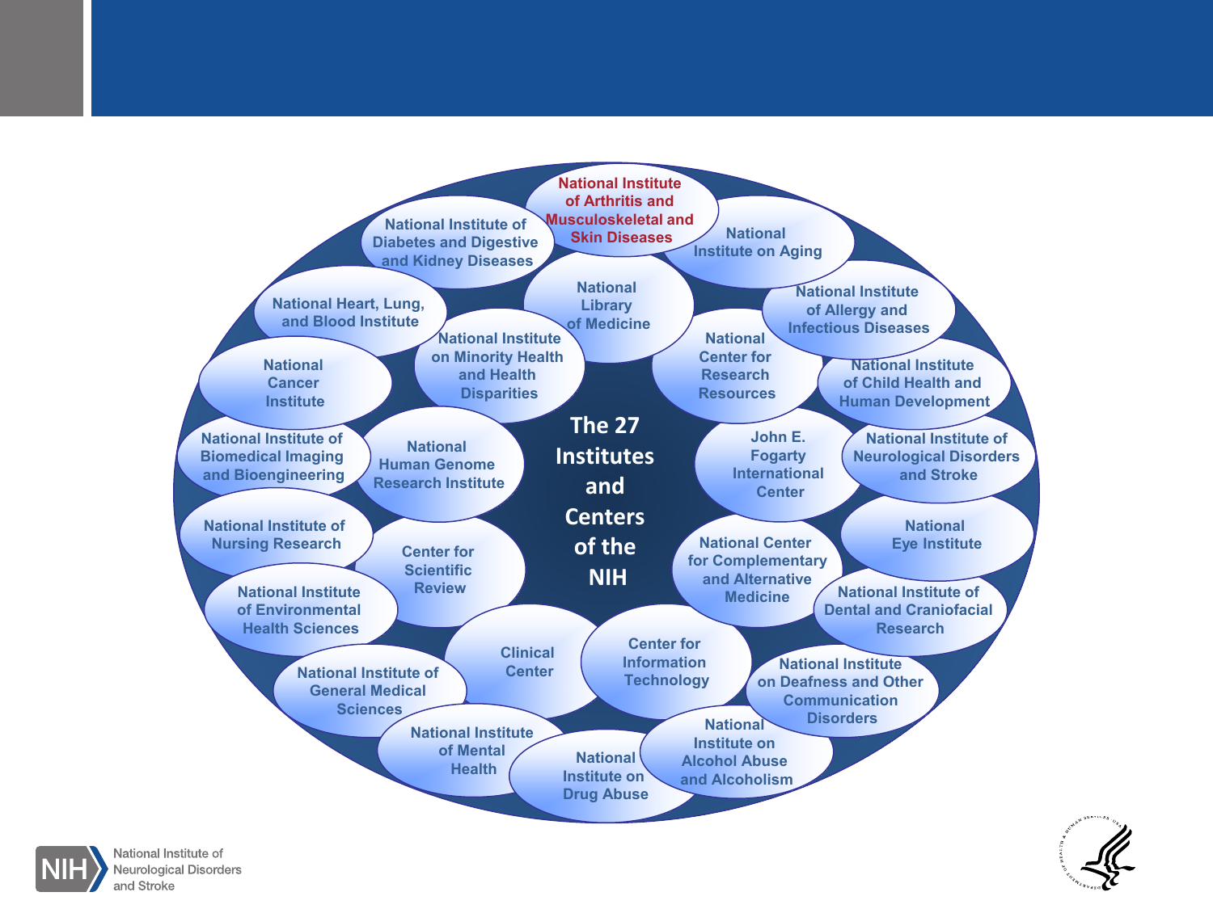# The 27 Institutes and Centers of the NIH

- National Institute of Arthritis and Musculoskeletal and Skin Diseases
- National Institute on Aging
- National Institute of Diabetes and Digestive and Kidney Diseases
- National Library of Medicine
- National Institute of Allergy and Infectious Diseases
- National Heart, Lung, and Blood Institute
- National Institute on Minority Health and Health Disparities
- National Center for Research Resources
- National Institute of Child Health and Human Development
- National Cancer Institute
- John E. Fogarty International Center
- National Institute of Neurological Disorders and Stroke
- National Institute of Biomedical Imaging and Bioengineering
- National Human Genome Research Institute
- National Eye Institute
- National Institute of Nursing Research
- Center for Scientific Review
- National Center for Complementary and Alternative Medicine
- National Institute of Dental and Craniofacial Research
- National Institute of Environmental Health Sciences
- Clinical Center
- Center for Information Technology
- National Institute on Deafness and Other Communication Disorders
- National Institute of General Medical Sciences
- National Institute of Mental Health
- National Institute on Drug Abuse
- National Institute on Alcohol Abuse and Alcoholism

NIH National Institute of Neurological Disorders and Stroke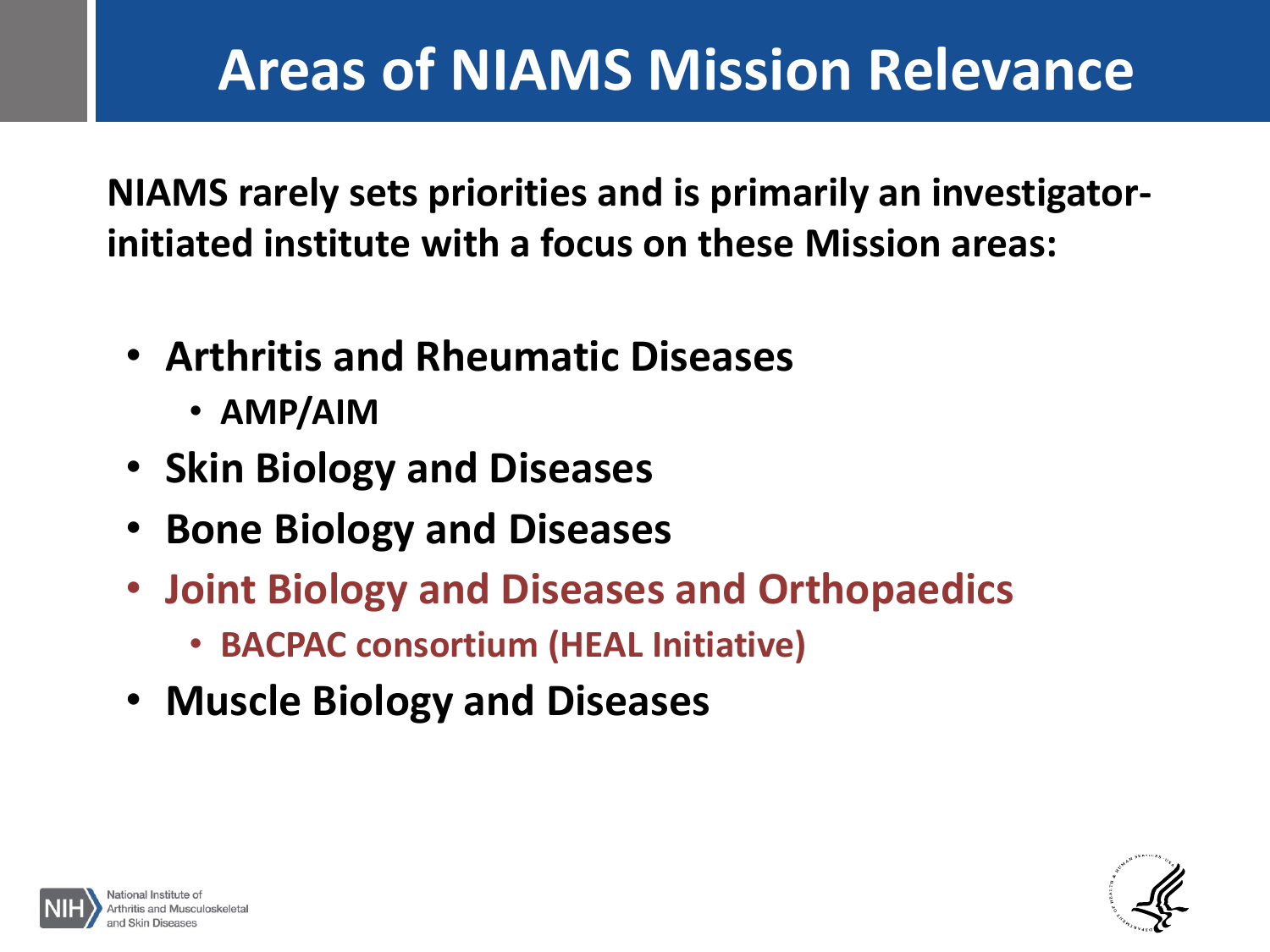# Areas of NIAMS Mission Relevance

**NIAMS rarely sets priorities and is primarily an investigator-initiated institute with a focus on these Mission areas:**

- **Arthritis and Rheumatic Diseases**
  - **AMP/AIM**
- **Skin Biology and Diseases**
- **Bone Biology and Diseases**
- **Joint Biology and Diseases and Orthopaedics**
  - **BACPAC consortium (HEAL Initiative)**
- **Muscle Biology and Diseases**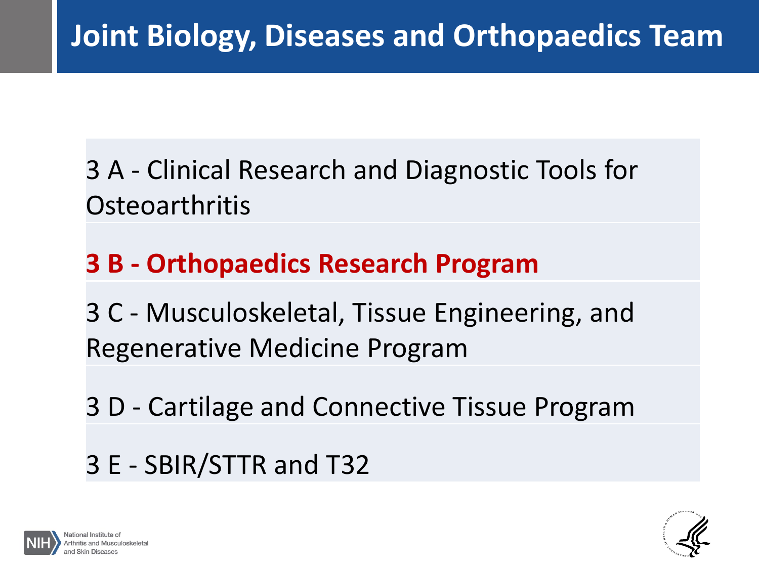# Joint Biology, Diseases and Orthopaedics Team

3 A - Clinical Research and Diagnostic Tools for Osteoarthritis

**3 B - Orthopaedics Research Program**

3 C - Musculoskeletal, Tissue Engineering, and Regenerative Medicine Program

3 D - Cartilage and Connective Tissue Program

3 E - SBIR/STTR and T32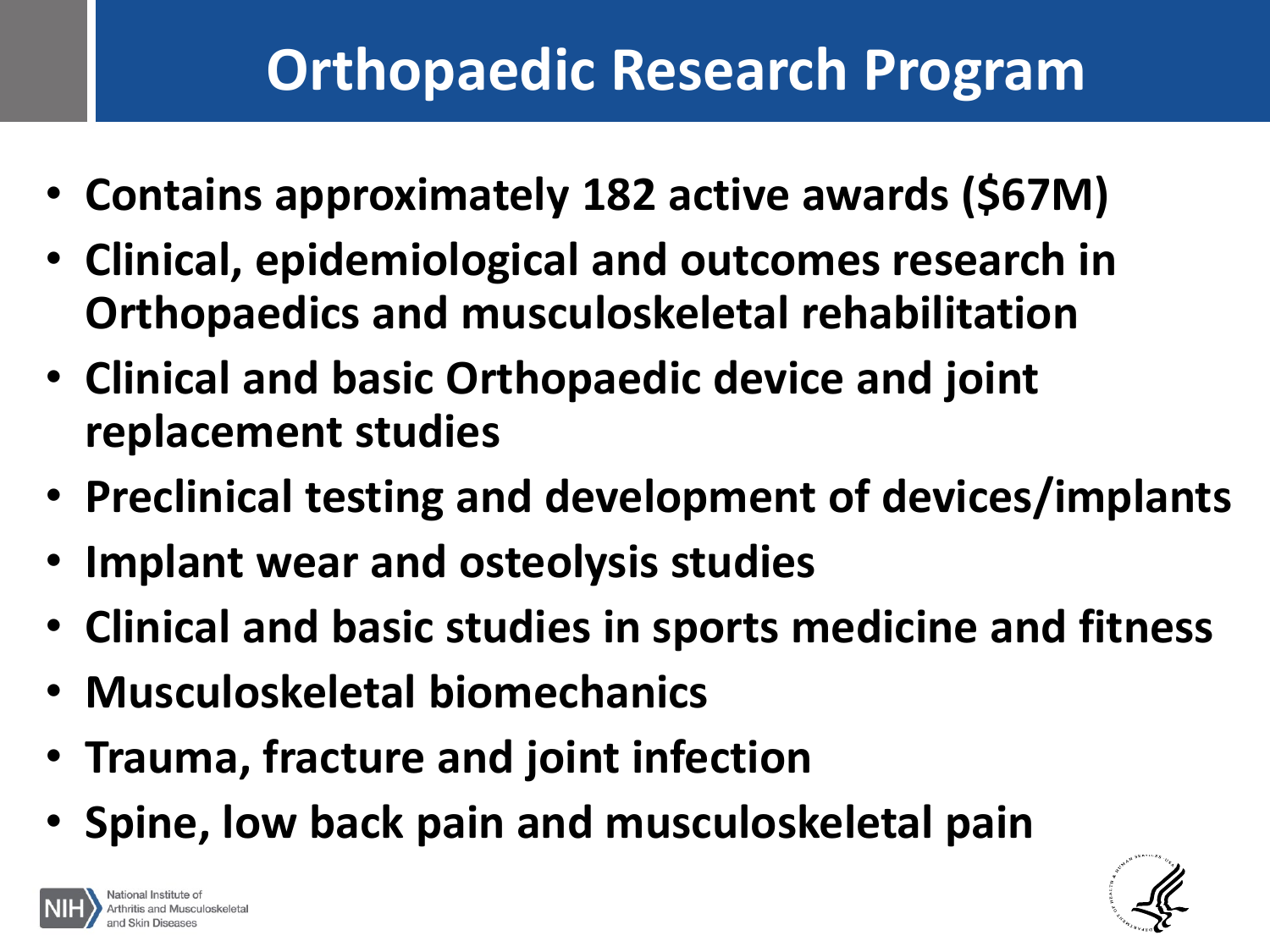# Orthopaedic Research Program

- **Contains approximately 182 active awards ($67M)**
- **Clinical, epidemiological and outcomes research in Orthopaedics and musculoskeletal rehabilitation**
- **Clinical and basic Orthopaedic device and joint replacement studies**
- **Preclinical testing and development of devices/implants**
- **Implant wear and osteolysis studies**
- **Clinical and basic studies in sports medicine and fitness**
- **Musculoskeletal biomechanics**
- **Trauma, fracture and joint infection**
- **Spine, low back pain and musculoskeletal pain**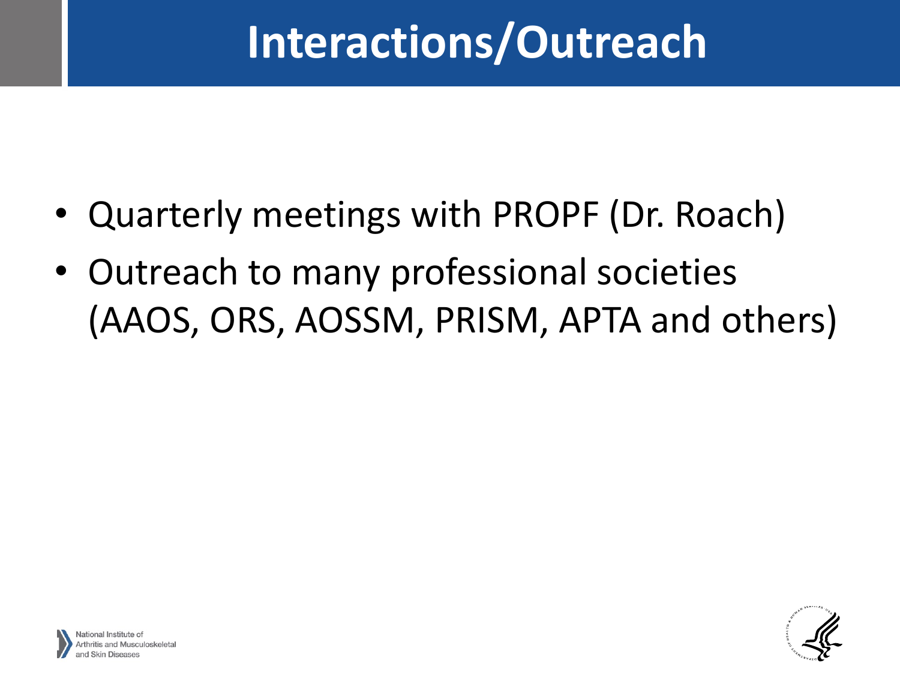# Interactions/Outreach

- Quarterly meetings with PROPF (Dr. Roach)
- Outreach to many professional societies (AAOS, ORS, AOSSM, PRISM, APTA and others)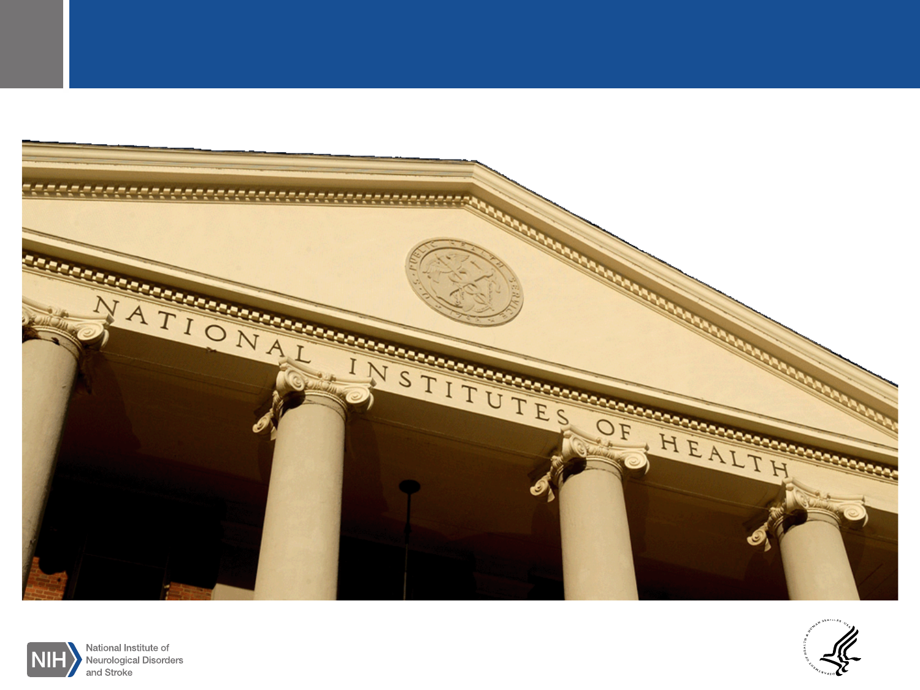National Institute of Neurological Disorders and Stroke